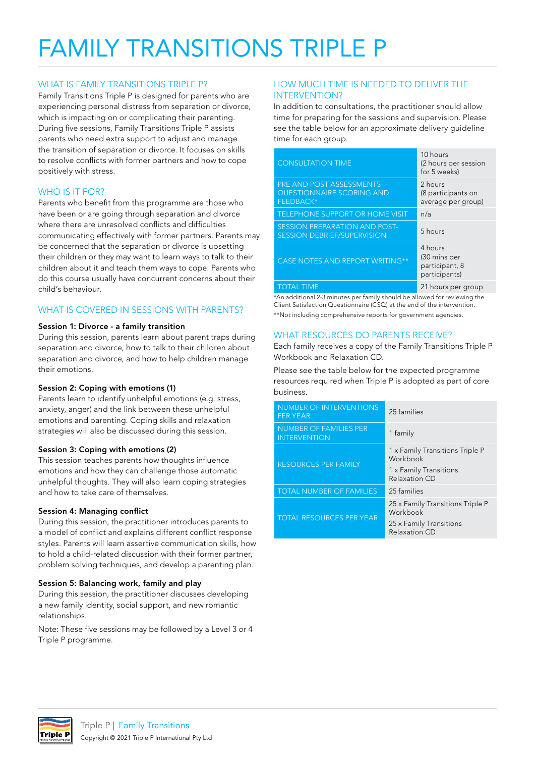# FAMILY TRANSITIONS TRIPLE P

## WHAT IS FAMILY TRANSITIONS TRIPLE P?

Family Transitions Triple P is designed for parents who are experiencing personal distress from separation or divorce, which is impacting on or complicating their parenting. During five sessions, Family Transitions Triple P assists parents who need extra support to adjust and manage the transition of separation or divorce. It focuses on skills to resolve conflicts with former partners and how to cope positively with stress.

## WHO IS IT FOR?

Parents who benefit from this programme are those who have been or are going through separation and divorce where there are unresolved conflicts and difficulties communicating effectively with former partners. Parents may be concerned that the separation or divorce is upsetting their children or they may want to learn ways to talk to their children about it and teach them ways to cope. Parents who do this course usually have concurrent concerns about their child's behaviour.

## WHAT IS COVERED IN SESSIONS WITH PARENTS?

**Session 1: Divorce - a family transition**

During this session, parents learn about parent traps during separation and divorce, how to talk to their children about separation and divorce, and how to help children manage their emotions.

**Session 2: Coping with emotions (1)**

Parents learn to identify unhelpful emotions (e.g. stress, anxiety, anger) and the link between these unhelpful emotions and parenting. Coping skills and relaxation strategies will also be discussed during this session.

**Session 3: Coping with emotions (2)**

This session teaches parents how thoughts influence emotions and how they can challenge those automatic unhelpful thoughts. They will also learn coping strategies and how to take care of themselves.

**Session 4: Managing conflict**

During this session, the practitioner introduces parents to a model of conflict and explains different conflict response styles. Parents will learn assertive communication skills, how to hold a child-related discussion with their former partner, problem solving techniques, and develop a parenting plan.

**Session 5: Balancing work, family and play**

During this session, the practitioner discusses developing a new family identity, social support, and new romantic relationships.

Note: These five sessions may be followed by a Level 3 or 4 Triple P programme.

## HOW MUCH TIME IS NEEDED TO DELIVER THE INTERVENTION?

In addition to consultations, the practitioner should allow time for preparing for the sessions and supervision. Please see the table below for an approximate delivery guideline time for each group.

| | |
|---|---|
| CONSULTATION TIME | 10 hours (2 hours per session for 5 weeks) |
| PRE AND POST ASSESSMENTS — QUESTIONNAIRE SCORING AND FEEDBACK* | 2 hours (8 participants on average per group) |
| TELEPHONE SUPPORT OR HOME VISIT | n/a |
| SESSION PREPARATION AND POST-SESSION DEBRIEF/SUPERVISION | 5 hours |
| CASE NOTES AND REPORT WRITING** | 4 hours (30 mins per participant, 8 participants) |
| TOTAL TIME | 21 hours per group |

*An additional 2-3 minutes per family should be allowed for reviewing the Client Satisfaction Questionnaire (CSQ) at the end of the intervention.

**Not including comprehensive reports for government agencies.

## WHAT RESOURCES DO PARENTS RECEIVE?

Each family receives a copy of the Family Transitions Triple P Workbook and Relaxation CD.

Please see the table below for the expected programme resources required when Triple P is adopted as part of core business.

| | |
|---|---|
| NUMBER OF INTERVENTIONS PER YEAR | 25 families |
| NUMBER OF FAMILIES PER INTERVENTION | 1 family |
| RESOURCES PER FAMILY | 1 x Family Transitions Triple P Workbook<br>1 x Family Transitions Relaxation CD |
| TOTAL NUMBER OF FAMILIES | 25 families |
| TOTAL RESOURCES PER YEAR | 25 x Family Transitions Triple P Workbook<br>25 x Family Transitions Relaxation CD |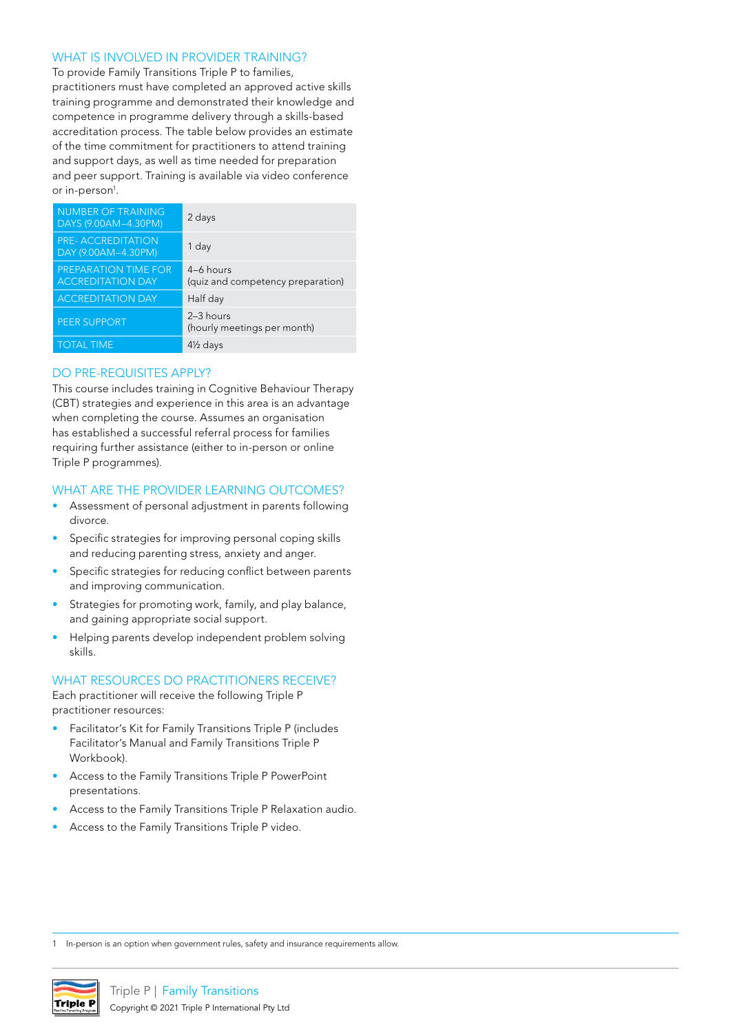## WHAT IS INVOLVED IN PROVIDER TRAINING?

To provide Family Transitions Triple P to families, practitioners must have completed an approved active skills training programme and demonstrated their knowledge and competence in programme delivery through a skills-based accreditation process. The table below provides an estimate of the time commitment for practitioners to attend training and support days, as well as time needed for preparation and peer support. Training is available via video conference or in-person[1].

| | |
|---|---|
| NUMBER OF TRAINING DAYS (9.00AM–4.30PM) | 2 days |
| PRE- ACCREDITATION DAY (9.00AM–4.30PM) | 1 day |
| PREPARATION TIME FOR ACCREDITATION DAY | 4–6 hours (quiz and competency preparation) |
| ACCREDITATION DAY | Half day |
| PEER SUPPORT | 2–3 hours (hourly meetings per month) |
| TOTAL TIME | 4½ days |

## DO PRE-REQUISITES APPLY?

This course includes training in Cognitive Behaviour Therapy (CBT) strategies and experience in this area is an advantage when completing the course. Assumes an organisation has established a successful referral process for families requiring further assistance (either to in-person or online Triple P programmes).

## WHAT ARE THE PROVIDER LEARNING OUTCOMES?

- Assessment of personal adjustment in parents following divorce.
- Specific strategies for improving personal coping skills and reducing parenting stress, anxiety and anger.
- Specific strategies for reducing conflict between parents and improving communication.
- Strategies for promoting work, family, and play balance, and gaining appropriate social support.
- Helping parents develop independent problem solving skills.

## WHAT RESOURCES DO PRACTITIONERS RECEIVE?

Each practitioner will receive the following Triple P practitioner resources:

- Facilitator's Kit for Family Transitions Triple P (includes Facilitator's Manual and Family Transitions Triple P Workbook).
- Access to the Family Transitions Triple P PowerPoint presentations.
- Access to the Family Transitions Triple P Relaxation audio.
- Access to the Family Transitions Triple P video.

1 In-person is an option when government rules, safety and insurance requirements allow.